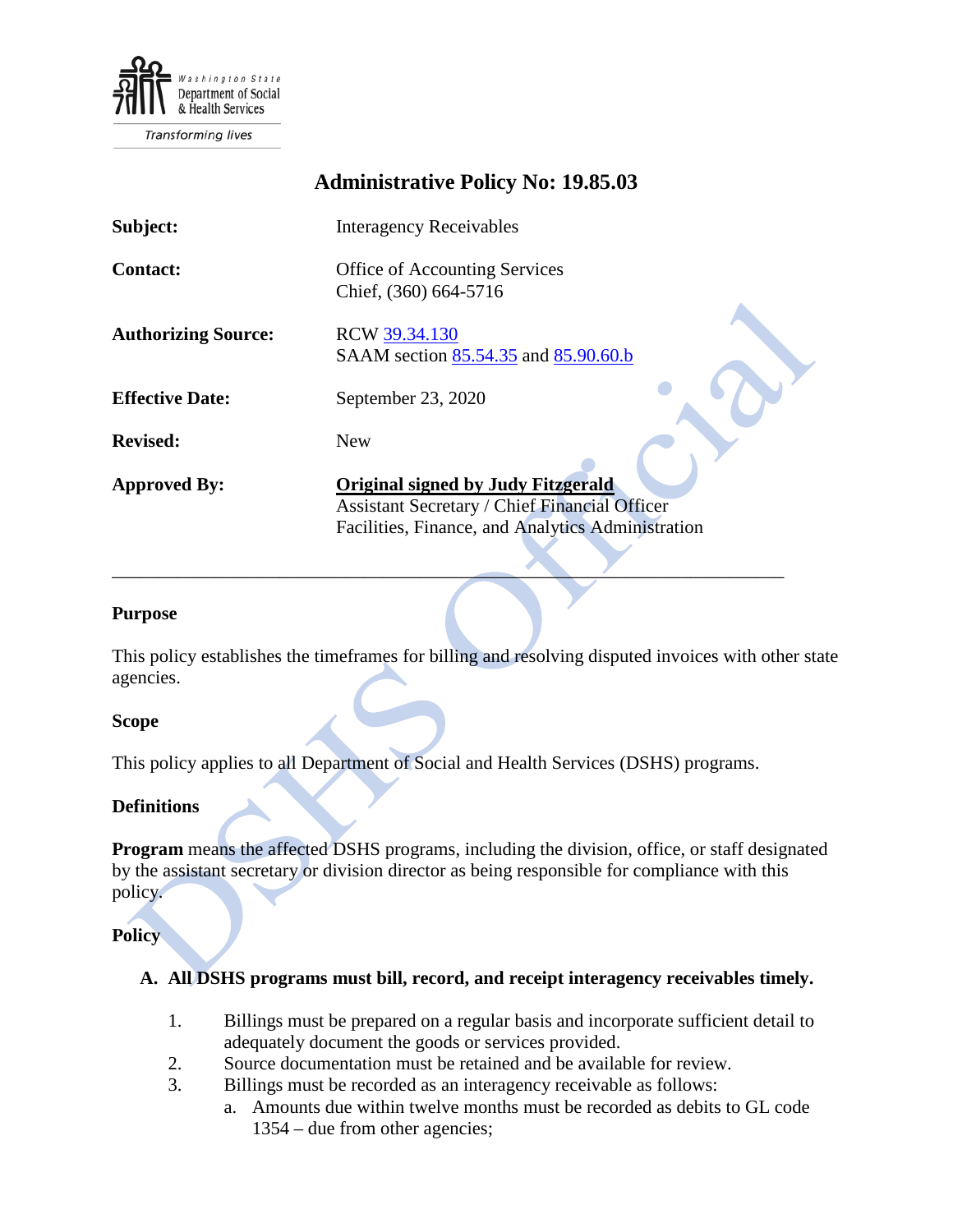Washington State Department of Social & Health Services

Transforming lives

# Administrative Policy No: 19.85.03

| | |
|---|---|
| **Subject:** | Interagency Receivables |
| **Contact:** | Office of Accounting Services<br>Chief, (360) 664-5716 |
| **Authorizing Source:** | RCW 39.34.130<br>SAAM section 85.54.35 and 85.90.60.b |
| **Effective Date:** | September 23, 2020 |
| **Revised:** | New |
| **Approved By:** | **Original signed by Judy Fitzgerald**<br>Assistant Secretary / Chief Financial Officer<br>Facilities, Finance, and Analytics Administration |

---

## Purpose

This policy establishes the timeframes for billing and resolving disputed invoices with other state agencies.

## Scope

This policy applies to all Department of Social and Health Services (DSHS) programs.

## Definitions

**Program** means the affected DSHS programs, including the division, office, or staff designated by the assistant secretary or division director as being responsible for compliance with this policy.

## Policy

**A. All DSHS programs must bill, record, and receipt interagency receivables timely.**

1. Billings must be prepared on a regular basis and incorporate sufficient detail to adequately document the goods or services provided.
2. Source documentation must be retained and be available for review.
3. Billings must be recorded as an interagency receivable as follows:
   a. Amounts due within twelve months must be recorded as debits to GL code 1354 – due from other agencies;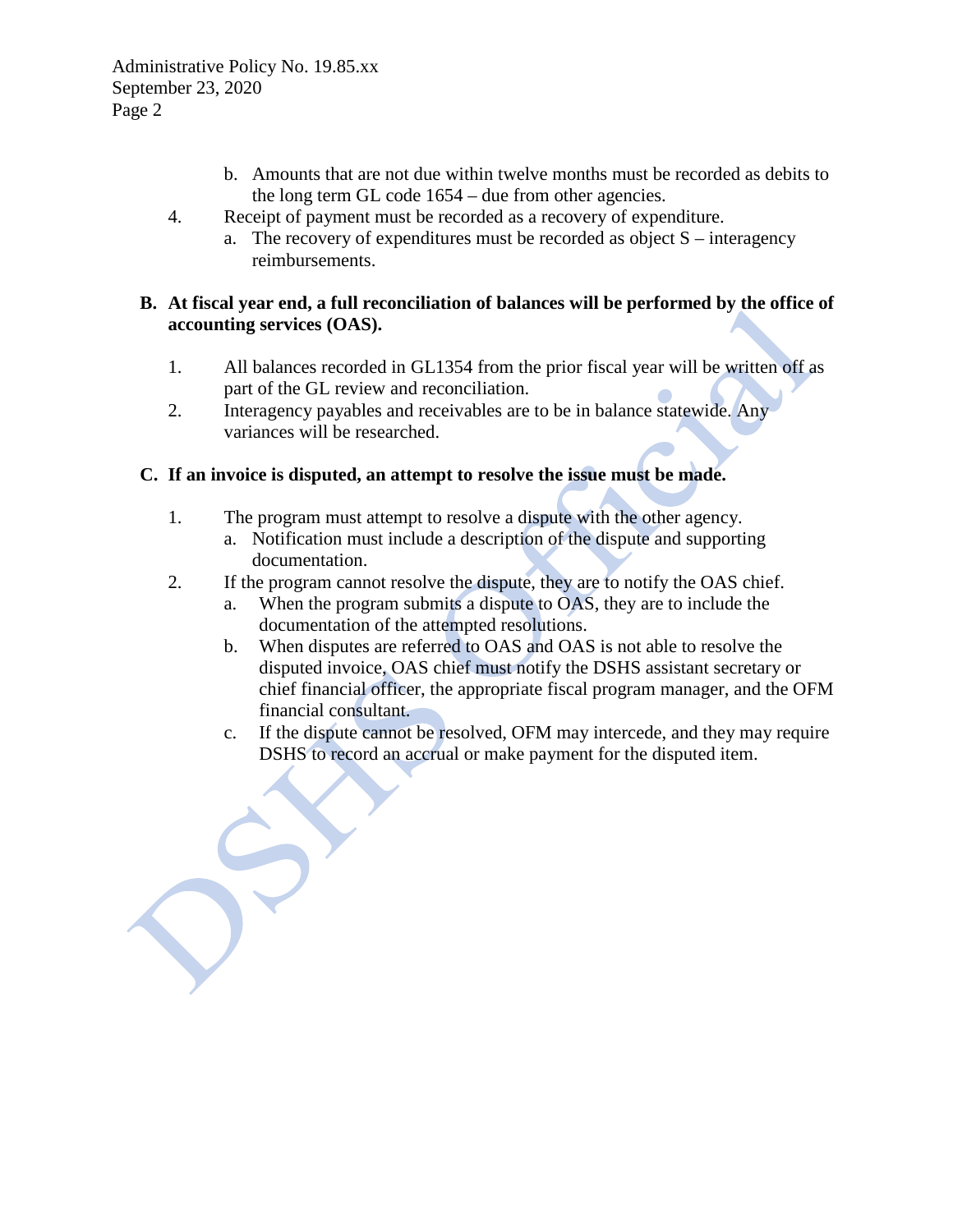b. Amounts that are not due within twelve months must be recorded as debits to the long term GL code 1654 – due from other agencies.

4. Receipt of payment must be recorded as a recovery of expenditure.
   a. The recovery of expenditures must be recorded as object S – interagency reimbursements.

**B. At fiscal year end, a full reconciliation of balances will be performed by the office of accounting services (OAS).**

1. All balances recorded in GL1354 from the prior fiscal year will be written off as part of the GL review and reconciliation.
2. Interagency payables and receivables are to be in balance statewide. Any variances will be researched.

**C. If an invoice is disputed, an attempt to resolve the issue must be made.**

1. The program must attempt to resolve a dispute with the other agency.
   a. Notification must include a description of the dispute and supporting documentation.
2. If the program cannot resolve the dispute, they are to notify the OAS chief.
   a. When the program submits a dispute to OAS, they are to include the documentation of the attempted resolutions.
   b. When disputes are referred to OAS and OAS is not able to resolve the disputed invoice, OAS chief must notify the DSHS assistant secretary or chief financial officer, the appropriate fiscal program manager, and the OFM financial consultant.
   c. If the dispute cannot be resolved, OFM may intercede, and they may require DSHS to record an accrual or make payment for the disputed item.